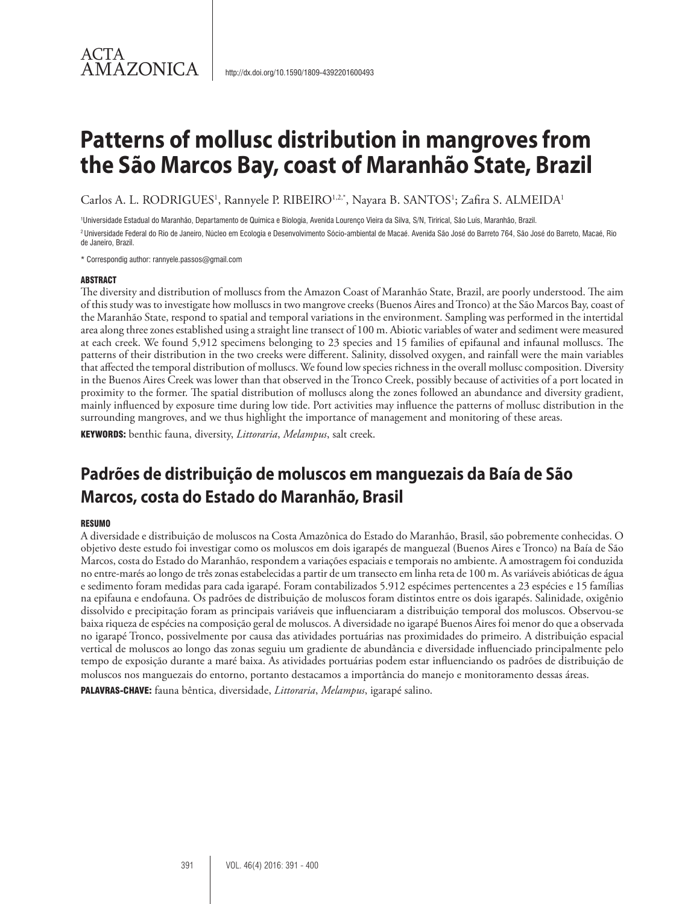ACTA AMAZONICA

http://dx.doi.org/10.1590/1809-4392201600493

# Patterns of mollusc distribution in mangroves from the São Marcos Bay, coast of Maranhão State, Brazil

Carlos A. L. RODRIGUES[1], Rannyele P. RIBEIRO[1,2,*], Nayara B. SANTOS[1]; Zafira S. ALMEIDA[1]

[1] Universidade Estadual do Maranhão, Departamento de Química e Biologia, Avenida Lourenço Vieira da Silva, S/N, Tirirical, São Luís, Maranhão, Brazil.

[2] Universidade Federal do Rio de Janeiro, Núcleo em Ecologia e Desenvolvimento Sócio-ambiental de Macaé. Avenida São José do Barreto 764, São José do Barreto, Macaé, Rio de Janeiro, Brazil.

\* Correspondig author: rannyele.passos@gmail.com

### ABSTRACT

The diversity and distribution of molluscs from the Amazon Coast of Maranhão State, Brazil, are poorly understood. The aim of this study was to investigate how molluscs in two mangrove creeks (Buenos Aires and Tronco) at the São Marcos Bay, coast of the Maranhão State, respond to spatial and temporal variations in the environment. Sampling was performed in the intertidal area along three zones established using a straight line transect of 100 m. Abiotic variables of water and sediment were measured at each creek. We found 5,912 specimens belonging to 23 species and 15 families of epifaunal and infaunal molluscs. The patterns of their distribution in the two creeks were different. Salinity, dissolved oxygen, and rainfall were the main variables that affected the temporal distribution of molluscs. We found low species richness in the overall mollusc composition. Diversity in the Buenos Aires Creek was lower than that observed in the Tronco Creek, possibly because of activities of a port located in proximity to the former. The spatial distribution of molluscs along the zones followed an abundance and diversity gradient, mainly influenced by exposure time during low tide. Port activities may influence the patterns of mollusc distribution in the surrounding mangroves, and we thus highlight the importance of management and monitoring of these areas.

**KEYWORDS:** benthic fauna, diversity, *Littoraria*, *Melampus*, salt creek.

## Padrões de distribuição de moluscos em manguezais da Baía de São Marcos, costa do Estado do Maranhão, Brasil

### RESUMO

A diversidade e distribuição de moluscos na Costa Amazônica do Estado do Maranhão, Brasil, são pobremente conhecidas. O objetivo deste estudo foi investigar como os moluscos em dois igarapés de manguezal (Buenos Aires e Tronco) na Baía de São Marcos, costa do Estado do Maranhão, respondem a variações espaciais e temporais no ambiente. A amostragem foi conduzida no entre-marés ao longo de três zonas estabelecidas a partir de um transecto em linha reta de 100 m. As variáveis abióticas de água e sedimento foram medidas para cada igarapé. Foram contabilizados 5.912 espécimes pertencentes a 23 espécies e 15 famílias na epifauna e endofauna. Os padrões de distribuição de moluscos foram distintos entre os dois igarapés. Salinidade, oxigênio dissolvido e precipitação foram as principais variáveis que influenciaram a distribuição temporal dos moluscos. Observou-se baixa riqueza de espécies na composição geral de moluscos. A diversidade no igarapé Buenos Aires foi menor do que a observada no igarapé Tronco, possivelmente por causa das atividades portuárias nas proximidades do primeiro. A distribuição espacial vertical de moluscos ao longo das zonas seguiu um gradiente de abundância e diversidade influenciado principalmente pelo tempo de exposição durante a maré baixa. As atividades portuárias podem estar influenciando os padrões de distribuição de moluscos nos manguezais do entorno, portanto destacamos a importância do manejo e monitoramento dessas áreas.

**PALAVRAS-CHAVE:** fauna bêntica, diversidade, *Littoraria*, *Melampus*, igarapé salino.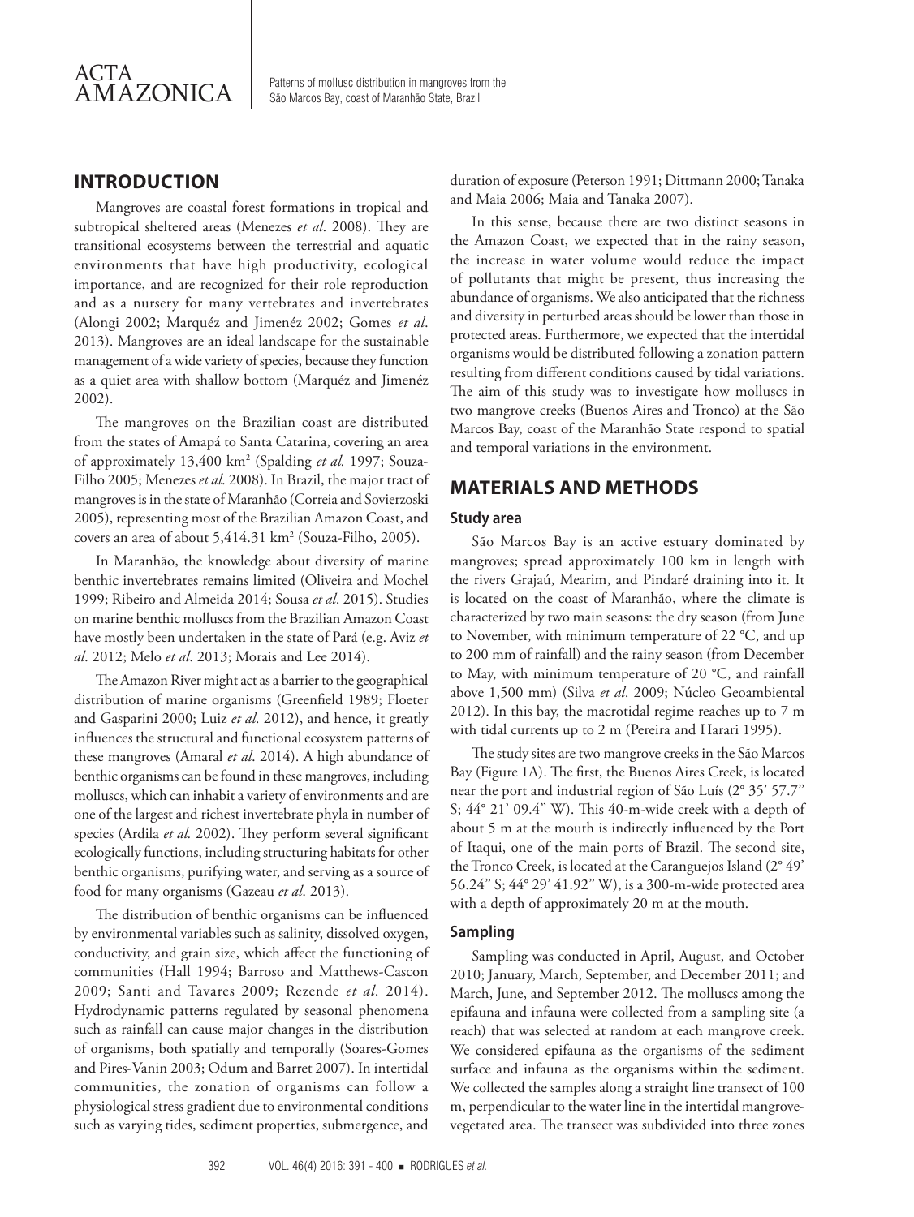## INTRODUCTION

Mangroves are coastal forest formations in tropical and subtropical sheltered areas (Menezes *et al*. 2008). They are transitional ecosystems between the terrestrial and aquatic environments that have high productivity, ecological importance, and are recognized for their role reproduction and as a nursery for many vertebrates and invertebrates (Alongi 2002; Marquéz and Jimenéz 2002; Gomes *et al*. 2013). Mangroves are an ideal landscape for the sustainable management of a wide variety of species, because they function as a quiet area with shallow bottom (Marquéz and Jimenéz 2002).

The mangroves on the Brazilian coast are distributed from the states of Amapá to Santa Catarina, covering an area of approximately 13,400 km$^2$ (Spalding *et al.* 1997; Souza-Filho 2005; Menezes *et al*. 2008). In Brazil, the major tract of mangroves is in the state of Maranhão (Correia and Sovierzoski 2005), representing most of the Brazilian Amazon Coast, and covers an area of about 5,414.31 km$^2$ (Souza-Filho, 2005).

In Maranhão, the knowledge about diversity of marine benthic invertebrates remains limited (Oliveira and Mochel 1999; Ribeiro and Almeida 2014; Sousa *et al*. 2015). Studies on marine benthic molluscs from the Brazilian Amazon Coast have mostly been undertaken in the state of Pará (e.g. Aviz *et al*. 2012; Melo *et al*. 2013; Morais and Lee 2014).

The Amazon River might act as a barrier to the geographical distribution of marine organisms (Greenfield 1989; Floeter and Gasparini 2000; Luiz *et al*. 2012), and hence, it greatly influences the structural and functional ecosystem patterns of these mangroves (Amaral *et al*. 2014). A high abundance of benthic organisms can be found in these mangroves, including molluscs, which can inhabit a variety of environments and are one of the largest and richest invertebrate phyla in number of species (Ardila *et al.* 2002). They perform several significant ecologically functions, including structuring habitats for other benthic organisms, purifying water, and serving as a source of food for many organisms (Gazeau *et al*. 2013).

The distribution of benthic organisms can be influenced by environmental variables such as salinity, dissolved oxygen, conductivity, and grain size, which affect the functioning of communities (Hall 1994; Barroso and Matthews-Cascon 2009; Santi and Tavares 2009; Rezende *et al*. 2014). Hydrodynamic patterns regulated by seasonal phenomena such as rainfall can cause major changes in the distribution of organisms, both spatially and temporally (Soares-Gomes and Pires-Vanin 2003; Odum and Barret 2007). In intertidal communities, the zonation of organisms can follow a physiological stress gradient due to environmental conditions such as varying tides, sediment properties, submergence, and duration of exposure (Peterson 1991; Dittmann 2000; Tanaka and Maia 2006; Maia and Tanaka 2007).

In this sense, because there are two distinct seasons in the Amazon Coast, we expected that in the rainy season, the increase in water volume would reduce the impact of pollutants that might be present, thus increasing the abundance of organisms. We also anticipated that the richness and diversity in perturbed areas should be lower than those in protected areas. Furthermore, we expected that the intertidal organisms would be distributed following a zonation pattern resulting from different conditions caused by tidal variations. The aim of this study was to investigate how molluscs in two mangrove creeks (Buenos Aires and Tronco) at the São Marcos Bay, coast of the Maranhão State respond to spatial and temporal variations in the environment.

## MATERIALS AND METHODS

### Study area

São Marcos Bay is an active estuary dominated by mangroves; spread approximately 100 km in length with the rivers Grajaú, Mearim, and Pindaré draining into it. It is located on the coast of Maranhão, where the climate is characterized by two main seasons: the dry season (from June to November, with minimum temperature of 22 °C, and up to 200 mm of rainfall) and the rainy season (from December to May, with minimum temperature of 20 °C, and rainfall above 1,500 mm) (Silva *et al*. 2009; Núcleo Geoambiental 2012). In this bay, the macrotidal regime reaches up to 7 m with tidal currents up to 2 m (Pereira and Harari 1995).

The study sites are two mangrove creeks in the São Marcos Bay (Figure 1A). The first, the Buenos Aires Creek, is located near the port and industrial region of São Luís (2° 35' 57.7" S; 44° 21' 09.4" W). This 40-m-wide creek with a depth of about 5 m at the mouth is indirectly influenced by the Port of Itaqui, one of the main ports of Brazil. The second site, the Tronco Creek, is located at the Caranguejos Island (2° 49' 56.24" S; 44° 29' 41.92" W), is a 300-m-wide protected area with a depth of approximately 20 m at the mouth.

### Sampling

Sampling was conducted in April, August, and October 2010; January, March, September, and December 2011; and March, June, and September 2012. The molluscs among the epifauna and infauna were collected from a sampling site (a reach) that was selected at random at each mangrove creek. We considered epifauna as the organisms of the sediment surface and infauna as the organisms within the sediment. We collected the samples along a straight line transect of 100 m, perpendicular to the water line in the intertidal mangrove-vegetated area. The transect was subdivided into three zones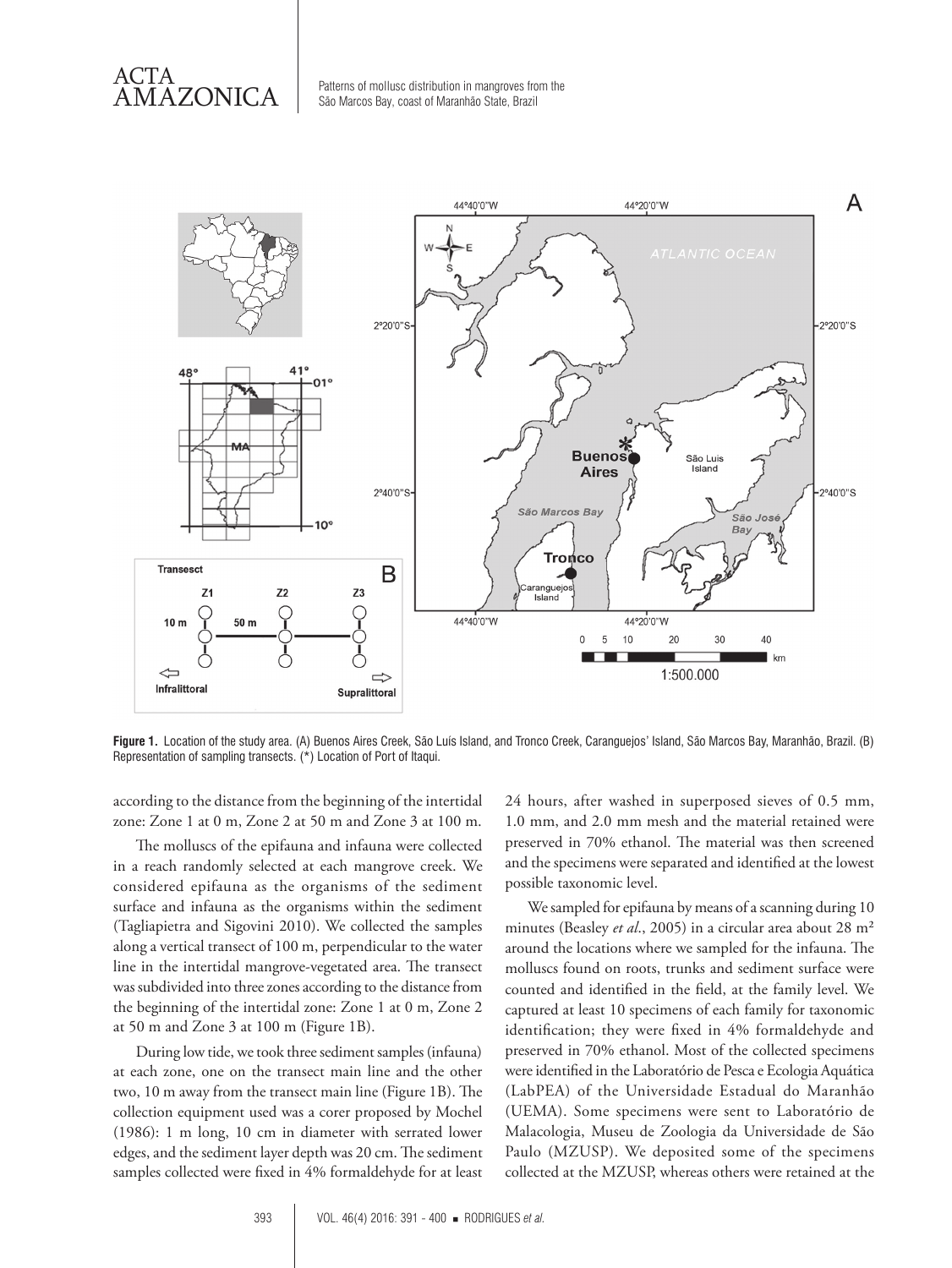**Figure 1.** Location of the study area. (A) Buenos Aires Creek, São Luís Island, and Tronco Creek, Caranguejos' Island, São Marcos Bay, Maranhão, Brazil. (B) Representation of sampling transects. (*) Location of Port of Itaqui.

according to the distance from the beginning of the intertidal zone: Zone 1 at 0 m, Zone 2 at 50 m and Zone 3 at 100 m.

The molluscs of the epifauna and infauna were collected in a reach randomly selected at each mangrove creek. We considered epifauna as the organisms of the sediment surface and infauna as the organisms within the sediment (Tagliapietra and Sigovini 2010). We collected the samples along a vertical transect of 100 m, perpendicular to the water line in the intertidal mangrove-vegetated area. The transect was subdivided into three zones according to the distance from the beginning of the intertidal zone: Zone 1 at 0 m, Zone 2 at 50 m and Zone 3 at 100 m (Figure 1B).

During low tide, we took three sediment samples (infauna) at each zone, one on the transect main line and the other two, 10 m away from the transect main line (Figure 1B). The collection equipment used was a corer proposed by Mochel (1986): 1 m long, 10 cm in diameter with serrated lower edges, and the sediment layer depth was 20 cm. The sediment samples collected were fixed in 4% formaldehyde for at least 24 hours, after washed in superposed sieves of 0.5 mm, 1.0 mm, and 2.0 mm mesh and the material retained were preserved in 70% ethanol. The material was then screened and the specimens were separated and identified at the lowest possible taxonomic level.

We sampled for epifauna by means of a scanning during 10 minutes (Beasley *et al.*, 2005) in a circular area about 28 m² around the locations where we sampled for the infauna. The molluscs found on roots, trunks and sediment surface were counted and identified in the field, at the family level. We captured at least 10 specimens of each family for taxonomic identification; they were fixed in 4% formaldehyde and preserved in 70% ethanol. Most of the collected specimens were identified in the Laboratório de Pesca e Ecologia Aquática (LabPEA) of the Universidade Estadual do Maranhão (UEMA). Some specimens were sent to Laboratório de Malacologia, Museu de Zoologia da Universidade de São Paulo (MZUSP). We deposited some of the specimens collected at the MZUSP, whereas others were retained at the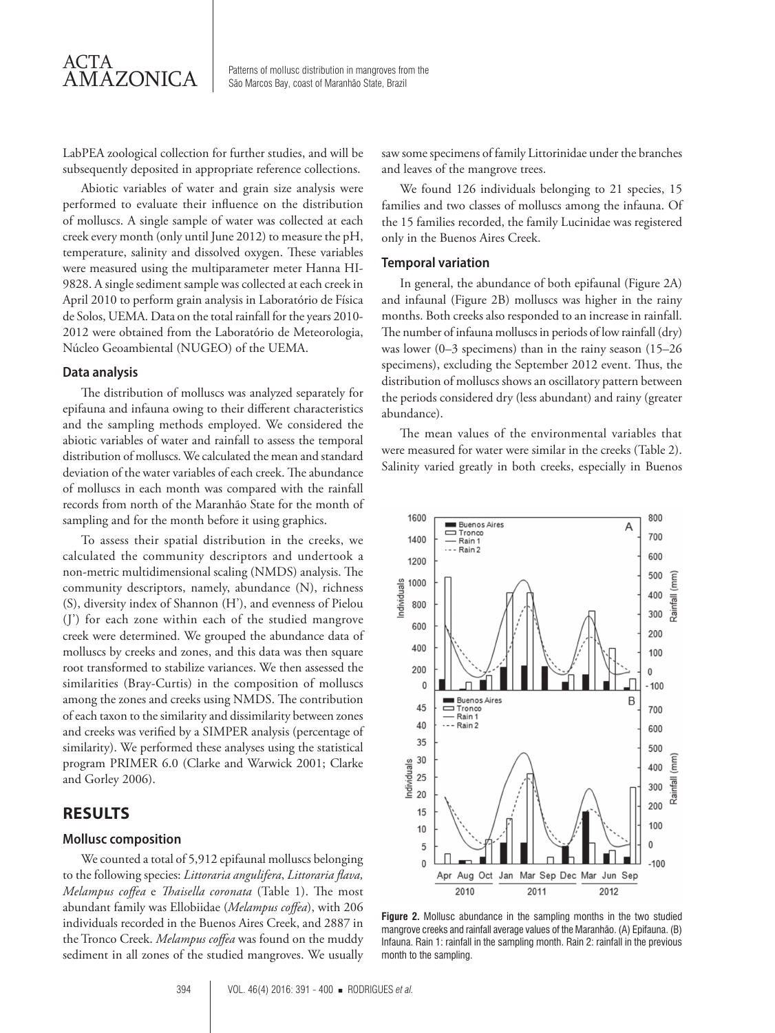LabPEA zoological collection for further studies, and will be subsequently deposited in appropriate reference collections.

Abiotic variables of water and grain size analysis were performed to evaluate their influence on the distribution of molluscs. A single sample of water was collected at each creek every month (only until June 2012) to measure the pH, temperature, salinity and dissolved oxygen. These variables were measured using the multiparameter meter Hanna HI-9828. A single sediment sample was collected at each creek in April 2010 to perform grain analysis in Laboratório de Física de Solos, UEMA. Data on the total rainfall for the years 2010-2012 were obtained from the Laboratório de Meteorologia, Núcleo Geoambiental (NUGEO) of the UEMA.

### Data analysis

The distribution of molluscs was analyzed separately for epifauna and infauna owing to their different characteristics and the sampling methods employed. We considered the abiotic variables of water and rainfall to assess the temporal distribution of molluscs. We calculated the mean and standard deviation of the water variables of each creek. The abundance of molluscs in each month was compared with the rainfall records from north of the Maranhão State for the month of sampling and for the month before it using graphics.

To assess their spatial distribution in the creeks, we calculated the community descriptors and undertook a non-metric multidimensional scaling (NMDS) analysis. The community descriptors, namely, abundance (N), richness (S), diversity index of Shannon (H'), and evenness of Pielou (J') for each zone within each of the studied mangrove creek were determined. We grouped the abundance data of molluscs by creeks and zones, and this data was then square root transformed to stabilize variances. We then assessed the similarities (Bray-Curtis) in the composition of molluscs among the zones and creeks using NMDS. The contribution of each taxon to the similarity and dissimilarity between zones and creeks was verified by a SIMPER analysis (percentage of similarity). We performed these analyses using the statistical program PRIMER 6.0 (Clarke and Warwick 2001; Clarke and Gorley 2006).

## RESULTS

### Mollusc composition

We counted a total of 5,912 epifaunal molluscs belonging to the following species: *Littoraria angulifera*, *Littoraria flava, Melampus coffea* e *Thaisella coronata* (Table 1). The most abundant family was Ellobiidae (*Melampus coffea*), with 206 individuals recorded in the Buenos Aires Creek, and 2887 in the Tronco Creek. *Melampus coffea* was found on the muddy sediment in all zones of the studied mangroves. We usually saw some specimens of family Littorinidae under the branches and leaves of the mangrove trees.

We found 126 individuals belonging to 21 species, 15 families and two classes of molluscs among the infauna. Of the 15 families recorded, the family Lucinidae was registered only in the Buenos Aires Creek.

### Temporal variation

In general, the abundance of both epifaunal (Figure 2A) and infaunal (Figure 2B) molluscs was higher in the rainy months. Both creeks also responded to an increase in rainfall. The number of infauna molluscs in periods of low rainfall (dry) was lower (0–3 specimens) than in the rainy season (15–26 specimens), excluding the September 2012 event. Thus, the distribution of molluscs shows an oscillatory pattern between the periods considered dry (less abundant) and rainy (greater abundance).

The mean values of the environmental variables that were measured for water were similar in the creeks (Table 2). Salinity varied greatly in both creeks, especially in Buenos

**Figure 2.** Mollusc abundance in the sampling months in the two studied mangrove creeks and rainfall average values of the Maranhão. (A) Epifauna. (B) Infauna. Rain 1: rainfall in the sampling month. Rain 2: rainfall in the previous month to the sampling.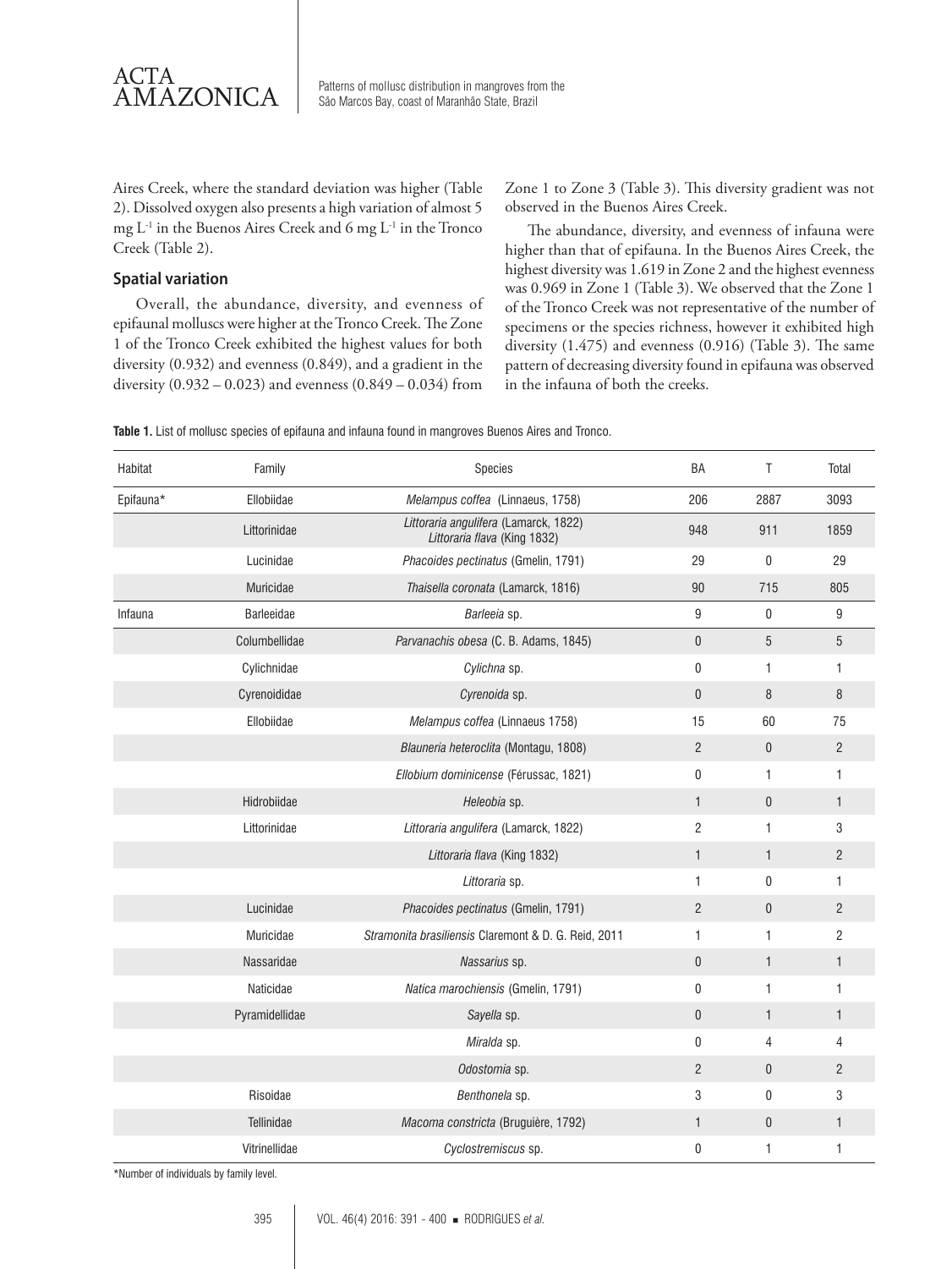Aires Creek, where the standard deviation was higher (Table 2). Dissolved oxygen also presents a high variation of almost 5 mg $L^{-1}$ in the Buenos Aires Creek and 6 mg $L^{-1}$ in the Tronco Creek (Table 2).

## Spatial variation

Overall, the abundance, diversity, and evenness of epifaunal molluscs were higher at the Tronco Creek. The Zone 1 of the Tronco Creek exhibited the highest values for both diversity (0.932) and evenness (0.849), and a gradient in the diversity (0.932 – 0.023) and evenness (0.849 – 0.034) from Zone 1 to Zone 3 (Table 3). This diversity gradient was not observed in the Buenos Aires Creek.

The abundance, diversity, and evenness of infauna were higher than that of epifauna. In the Buenos Aires Creek, the highest diversity was 1.619 in Zone 2 and the highest evenness was 0.969 in Zone 1 (Table 3). We observed that the Zone 1 of the Tronco Creek was not representative of the number of specimens or the species richness, however it exhibited high diversity (1.475) and evenness (0.916) (Table 3). The same pattern of decreasing diversity found in epifauna was observed in the infauna of both the creeks.

**Table 1.** List of mollusc species of epifauna and infauna found in mangroves Buenos Aires and Tronco.

| Habitat | Family | Species | BA | T | Total |
|---|---|---|---|---|---|
| Epifauna* | Ellobiidae | *Melampus coffea* (Linnaeus, 1758) | 206 | 2887 | 3093 |
| | Littorinidae | *Littoraria angulifera* (Lamarck, 1822) *Littoraria flava* (King 1832) | 948 | 911 | 1859 |
| | Lucinidae | *Phacoides pectinatus* (Gmelin, 1791) | 29 | 0 | 29 |
| | Muricidae | *Thaisella coronata* (Lamarck, 1816) | 90 | 715 | 805 |
| Infauna | Barleeidae | *Barleeia* sp. | 9 | 0 | 9 |
| | Columbellidae | *Parvanachis obesa* (C. B. Adams, 1845) | 0 | 5 | 5 |
| | Cylichnidae | *Cylichna* sp. | 0 | 1 | 1 |
| | Cyrenoididae | *Cyrenoida* sp. | 0 | 8 | 8 |
| | Ellobiidae | *Melampus coffea* (Linnaeus 1758) | 15 | 60 | 75 |
| | | *Blauneria heteroclita* (Montagu, 1808) | 2 | 0 | 2 |
| | | *Ellobium dominicense* (Férussac, 1821) | 0 | 1 | 1 |
| | Hidrobiidae | *Heleobia* sp. | 1 | 0 | 1 |
| | Littorinidae | *Littoraria angulifera* (Lamarck, 1822) | 2 | 1 | 3 |
| | | *Littoraria flava* (King 1832) | 1 | 1 | 2 |
| | | *Littoraria* sp. | 1 | 0 | 1 |
| | Lucinidae | *Phacoides pectinatus* (Gmelin, 1791) | 2 | 0 | 2 |
| | Muricidae | *Stramonita brasiliensis* Claremont & D. G. Reid, 2011 | 1 | 1 | 2 |
| | Nassaridae | *Nassarius* sp. | 0 | 1 | 1 |
| | Naticidae | *Natica marochiensis* (Gmelin, 1791) | 0 | 1 | 1 |
| | Pyramidellidae | *Sayella* sp. | 0 | 1 | 1 |
| | | *Miralda* sp. | 0 | 4 | 4 |
| | | *Odostomia* sp. | 2 | 0 | 2 |
| | Risoidae | *Benthonela* sp. | 3 | 0 | 3 |
| | Tellinidae | *Macoma constricta* (Bruguière, 1792) | 1 | 0 | 1 |
| | Vitrinellidae | *Cyclostremiscus* sp. | 0 | 1 | 1 |

*Number of individuals by family level.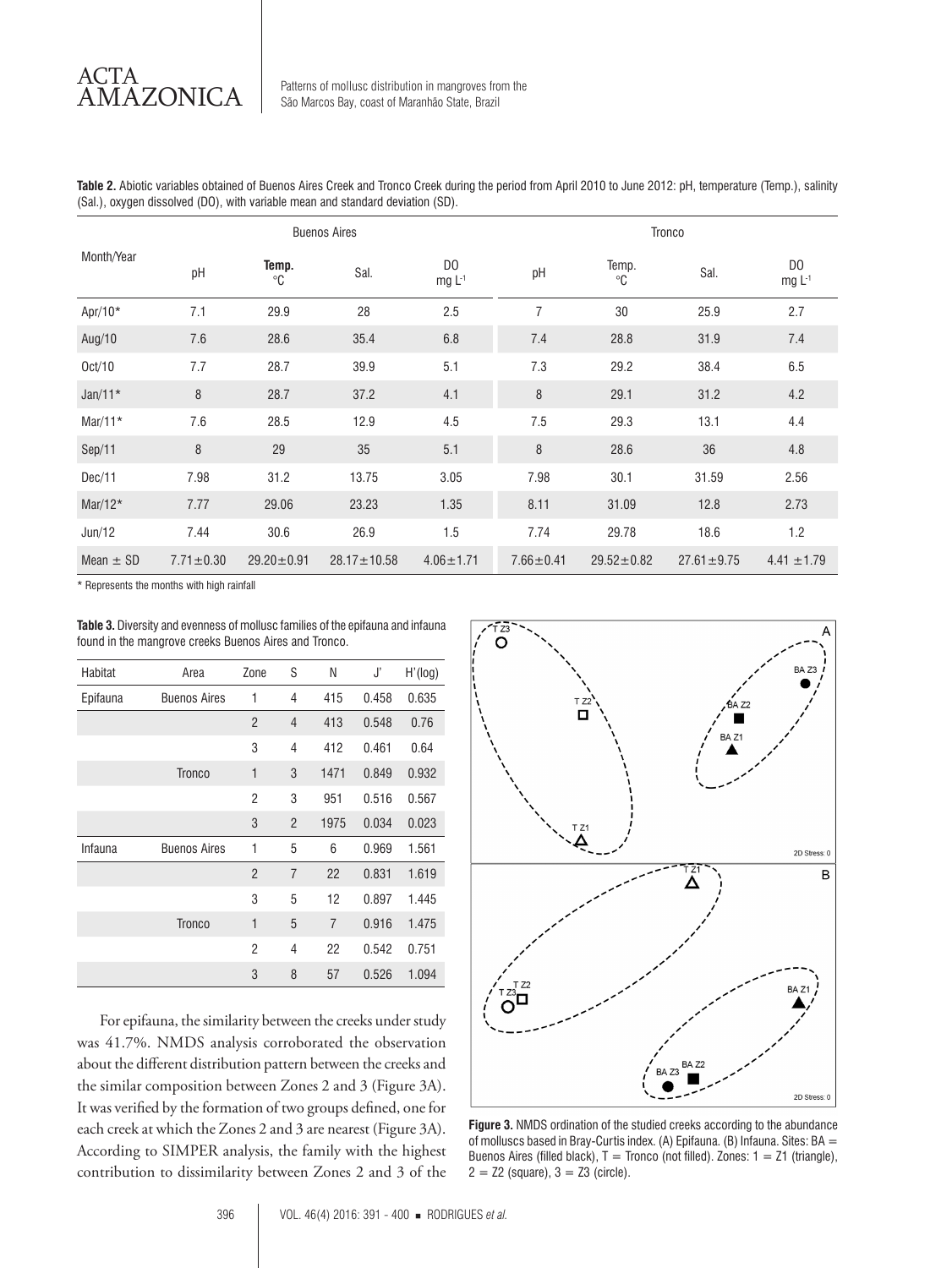**Table 2.** Abiotic variables obtained of Buenos Aires Creek and Tronco Creek during the period from April 2010 to June 2012: pH, temperature (Temp.), salinity (Sal.), oxygen dissolved (DO), with variable mean and standard deviation (SD).

| Month/Year | Buenos Aires | | | | Tronco | | | |
|---|---|---|---|---|---|---|---|---|
| | pH | Temp. °C | Sal. | DO mg $L^{-1}$ | pH | Temp. °C | Sal. | DO mg $L^{-1}$ |
| Apr/10* | 7.1 | 29.9 | 28 | 2.5 | 7 | 30 | 25.9 | 2.7 |
| Aug/10 | 7.6 | 28.6 | 35.4 | 6.8 | 7.4 | 28.8 | 31.9 | 7.4 |
| Oct/10 | 7.7 | 28.7 | 39.9 | 5.1 | 7.3 | 29.2 | 38.4 | 6.5 |
| Jan/11* | 8 | 28.7 | 37.2 | 4.1 | 8 | 29.1 | 31.2 | 4.2 |
| Mar/11* | 7.6 | 28.5 | 12.9 | 4.5 | 7.5 | 29.3 | 13.1 | 4.4 |
| Sep/11 | 8 | 29 | 35 | 5.1 | 8 | 28.6 | 36 | 4.8 |
| Dec/11 | 7.98 | 31.2 | 13.75 | 3.05 | 7.98 | 30.1 | 31.59 | 2.56 |
| Mar/12* | 7.77 | 29.06 | 23.23 | 1.35 | 8.11 | 31.09 | 12.8 | 2.73 |
| Jun/12 | 7.44 | 30.6 | 26.9 | 1.5 | 7.74 | 29.78 | 18.6 | 1.2 |
| Mean ± SD | 7.71±0.30 | 29.20±0.91 | 28.17±10.58 | 4.06±1.71 | 7.66±0.41 | 29.52±0.82 | 27.61±9.75 | 4.41 ±1.79 |

* Represents the months with high rainfall

**Table 3.** Diversity and evenness of mollusc families of the epifauna and infauna found in the mangrove creeks Buenos Aires and Tronco.

| Habitat | Area | Zone | S | N | J' | H'(log) |
|---|---|---|---|---|---|---|
| Epifauna | Buenos Aires | 1 | 4 | 415 | 0.458 | 0.635 |
| | | 2 | 4 | 413 | 0.548 | 0.76 |
| | | 3 | 4 | 412 | 0.461 | 0.64 |
| | Tronco | 1 | 3 | 1471 | 0.849 | 0.932 |
| | | 2 | 3 | 951 | 0.516 | 0.567 |
| | | 3 | 2 | 1975 | 0.034 | 0.023 |
| Infauna | Buenos Aires | 1 | 5 | 6 | 0.969 | 1.561 |
| | | 2 | 7 | 22 | 0.831 | 1.619 |
| | | 3 | 5 | 12 | 0.897 | 1.445 |
| | Tronco | 1 | 5 | 7 | 0.916 | 1.475 |
| | | 2 | 4 | 22 | 0.542 | 0.751 |
| | | 3 | 8 | 57 | 0.526 | 1.094 |

For epifauna, the similarity between the creeks under study was 41.7%. NMDS analysis corroborated the observation about the different distribution pattern between the creeks and the similar composition between Zones 2 and 3 (Figure 3A). It was verified by the formation of two groups defined, one for each creek at which the Zones 2 and 3 are nearest (Figure 3A). According to SIMPER analysis, the family with the highest contribution to dissimilarity between Zones 2 and 3 of the

**Figure 3.** NMDS ordination of the studied creeks according to the abundance of molluscs based in Bray-Curtis index. (A) Epifauna. (B) Infauna. Sites: BA = Buenos Aires (filled black), T = Tronco (not filled). Zones: 1 = Z1 (triangle), 2 = Z2 (square), 3 = Z3 (circle).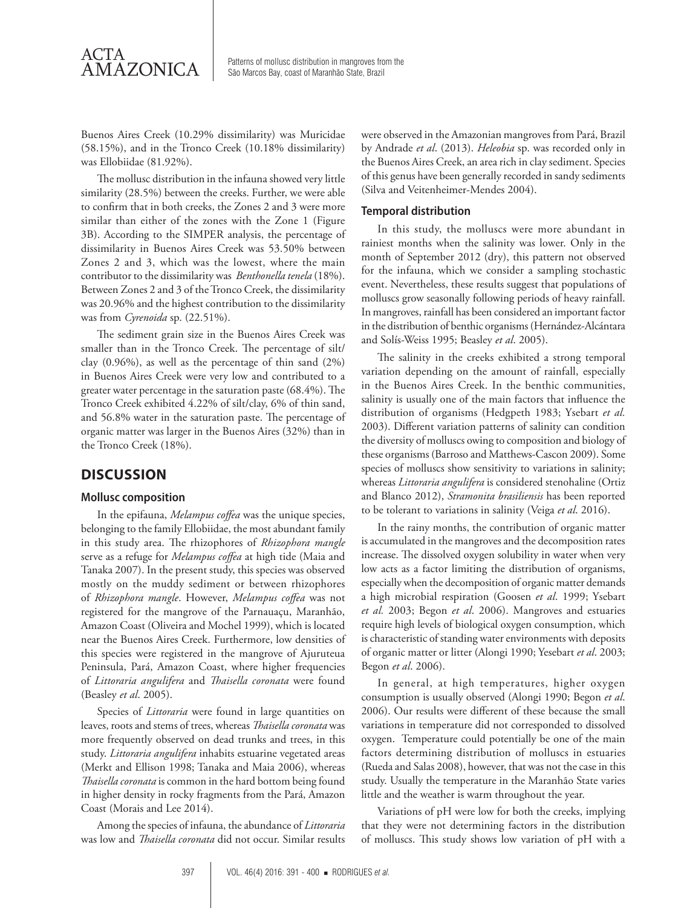Buenos Aires Creek (10.29% dissimilarity) was Muricidae (58.15%), and in the Tronco Creek (10.18% dissimilarity) was Ellobiidae (81.92%).

The mollusc distribution in the infauna showed very little similarity (28.5%) between the creeks. Further, we were able to confirm that in both creeks, the Zones 2 and 3 were more similar than either of the zones with the Zone 1 (Figure 3B). According to the SIMPER analysis, the percentage of dissimilarity in Buenos Aires Creek was 53.50% between Zones 2 and 3, which was the lowest, where the main contributor to the dissimilarity was *Benthonella tenela* (18%). Between Zones 2 and 3 of the Tronco Creek, the dissimilarity was 20.96% and the highest contribution to the dissimilarity was from *Cyrenoida* sp. (22.51%).

The sediment grain size in the Buenos Aires Creek was smaller than in the Tronco Creek. The percentage of silt/clay (0.96%), as well as the percentage of thin sand (2%) in Buenos Aires Creek were very low and contributed to a greater water percentage in the saturation paste (68.4%). The Tronco Creek exhibited 4.22% of silt/clay, 6% of thin sand, and 56.8% water in the saturation paste. The percentage of organic matter was larger in the Buenos Aires (32%) than in the Tronco Creek (18%).

## DISCUSSION

### Mollusc composition

In the epifauna, *Melampus coffea* was the unique species, belonging to the family Ellobiidae, the most abundant family in this study area. The rhizophores of *Rhizophora mangle* serve as a refuge for *Melampus coffea* at high tide (Maia and Tanaka 2007). In the present study, this species was observed mostly on the muddy sediment or between rhizophores of *Rhizophora mangle*. However, *Melampus coffea* was not registered for the mangrove of the Parnauaçu, Maranhão, Amazon Coast (Oliveira and Mochel 1999), which is located near the Buenos Aires Creek. Furthermore, low densities of this species were registered in the mangrove of Ajuruteua Peninsula, Pará, Amazon Coast, where higher frequencies of *Littoraria angulifera* and *Thaisella coronata* were found (Beasley *et al*. 2005).

Species of *Littoraria* were found in large quantities on leaves, roots and stems of trees, whereas *Thaisella coronata* was more frequently observed on dead trunks and trees, in this study. *Littoraria angulifera* inhabits estuarine vegetated areas (Merkt and Ellison 1998; Tanaka and Maia 2006), whereas *Thaisella coronata* is common in the hard bottom being found in higher density in rocky fragments from the Pará, Amazon Coast (Morais and Lee 2014).

Among the species of infauna, the abundance of *Littoraria* was low and *Thaisella coronata* did not occur. Similar results were observed in the Amazonian mangroves from Pará, Brazil by Andrade *et al*. (2013). *Heleobia* sp. was recorded only in the Buenos Aires Creek, an area rich in clay sediment. Species of this genus have been generally recorded in sandy sediments (Silva and Veitenheimer-Mendes 2004).

### Temporal distribution

In this study, the molluscs were more abundant in rainiest months when the salinity was lower. Only in the month of September 2012 (dry), this pattern not observed for the infauna, which we consider a sampling stochastic event. Nevertheless, these results suggest that populations of molluscs grow seasonally following periods of heavy rainfall. In mangroves, rainfall has been considered an important factor in the distribution of benthic organisms (Hernández-Alcántara and Solís-Weiss 1995; Beasley *et al*. 2005).

The salinity in the creeks exhibited a strong temporal variation depending on the amount of rainfall, especially in the Buenos Aires Creek. In the benthic communities, salinity is usually one of the main factors that influence the distribution of organisms (Hedgpeth 1983; Ysebart *et al.* 2003). Different variation patterns of salinity can condition the diversity of molluscs owing to composition and biology of these organisms (Barroso and Matthews-Cascon 2009). Some species of molluscs show sensitivity to variations in salinity; whereas *Littoraria angulifera* is considered stenohaline (Ortiz and Blanco 2012), *Stramonita brasiliensis* has been reported to be tolerant to variations in salinity (Veiga *et al*. 2016).

In the rainy months, the contribution of organic matter is accumulated in the mangroves and the decomposition rates increase. The dissolved oxygen solubility in water when very low acts as a factor limiting the distribution of organisms, especially when the decomposition of organic matter demands a high microbial respiration (Goosen *et al*. 1999; Ysebart *et al.* 2003; Begon *et al*. 2006). Mangroves and estuaries require high levels of biological oxygen consumption, which is characteristic of standing water environments with deposits of organic matter or litter (Alongi 1990; Yesebart *et al*. 2003; Begon *et al*. 2006).

In general, at high temperatures, higher oxygen consumption is usually observed (Alongi 1990; Begon *et al*. 2006). Our results were different of these because the small variations in temperature did not corresponded to dissolved oxygen. Temperature could potentially be one of the main factors determining distribution of molluscs in estuaries (Rueda and Salas 2008), however, that was not the case in this study. Usually the temperature in the Maranhão State varies little and the weather is warm throughout the year.

Variations of pH were low for both the creeks, implying that they were not determining factors in the distribution of molluscs. This study shows low variation of pH with a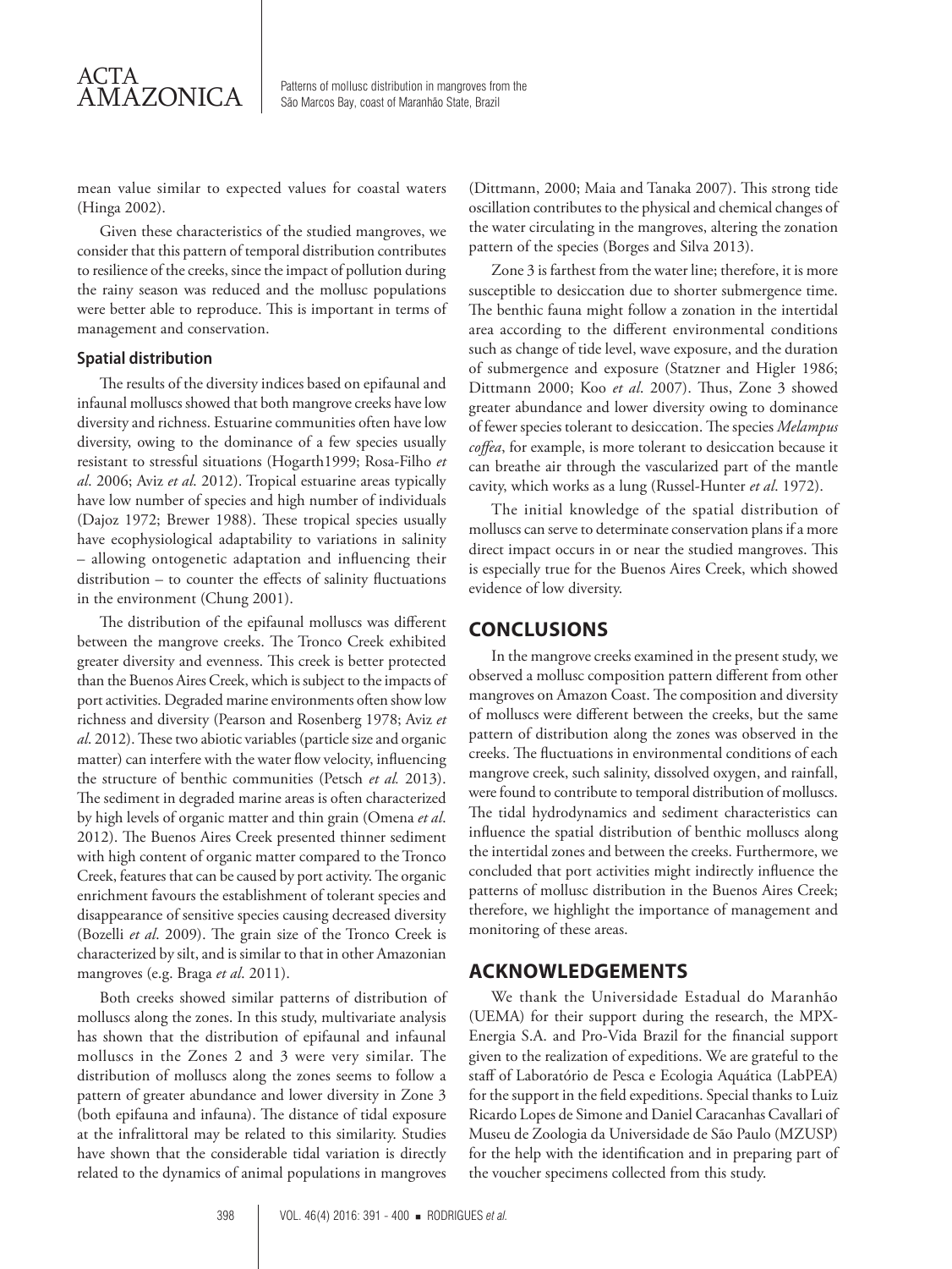mean value similar to expected values for coastal waters (Hinga 2002).

Given these characteristics of the studied mangroves, we consider that this pattern of temporal distribution contributes to resilience of the creeks, since the impact of pollution during the rainy season was reduced and the mollusc populations were better able to reproduce. This is important in terms of management and conservation.

### Spatial distribution

The results of the diversity indices based on epifaunal and infaunal molluscs showed that both mangrove creeks have low diversity and richness. Estuarine communities often have low diversity, owing to the dominance of a few species usually resistant to stressful situations (Hogarth1999; Rosa-Filho *et al*. 2006; Aviz *et al.* 2012). Tropical estuarine areas typically have low number of species and high number of individuals (Dajoz 1972; Brewer 1988). These tropical species usually have ecophysiological adaptability to variations in salinity – allowing ontogenetic adaptation and influencing their distribution – to counter the effects of salinity fluctuations in the environment (Chung 2001).

The distribution of the epifaunal molluscs was different between the mangrove creeks. The Tronco Creek exhibited greater diversity and evenness. This creek is better protected than the Buenos Aires Creek, which is subject to the impacts of port activities. Degraded marine environments often show low richness and diversity (Pearson and Rosenberg 1978; Aviz *et al*. 2012). These two abiotic variables (particle size and organic matter) can interfere with the water flow velocity, influencing the structure of benthic communities (Petsch *et al.* 2013). The sediment in degraded marine areas is often characterized by high levels of organic matter and thin grain (Omena *et al*. 2012). The Buenos Aires Creek presented thinner sediment with high content of organic matter compared to the Tronco Creek, features that can be caused by port activity. The organic enrichment favours the establishment of tolerant species and disappearance of sensitive species causing decreased diversity (Bozelli *et al*. 2009). The grain size of the Tronco Creek is characterized by silt, and is similar to that in other Amazonian mangroves (e.g. Braga *et al*. 2011).

Both creeks showed similar patterns of distribution of molluscs along the zones. In this study, multivariate analysis has shown that the distribution of epifaunal and infaunal molluscs in the Zones 2 and 3 were very similar. The distribution of molluscs along the zones seems to follow a pattern of greater abundance and lower diversity in Zone 3 (both epifauna and infauna). The distance of tidal exposure at the infralittoral may be related to this similarity. Studies have shown that the considerable tidal variation is directly related to the dynamics of animal populations in mangroves (Dittmann, 2000; Maia and Tanaka 2007). This strong tide oscillation contributes to the physical and chemical changes of the water circulating in the mangroves, altering the zonation pattern of the species (Borges and Silva 2013).

Zone 3 is farthest from the water line; therefore, it is more susceptible to desiccation due to shorter submergence time. The benthic fauna might follow a zonation in the intertidal area according to the different environmental conditions such as change of tide level, wave exposure, and the duration of submergence and exposure (Statzner and Higler 1986; Dittmann 2000; Koo *et al*. 2007). Thus, Zone 3 showed greater abundance and lower diversity owing to dominance of fewer species tolerant to desiccation. The species *Melampus coffea*, for example, is more tolerant to desiccation because it can breathe air through the vascularized part of the mantle cavity, which works as a lung (Russel-Hunter *et al*. 1972).

The initial knowledge of the spatial distribution of molluscs can serve to determinate conservation plans if a more direct impact occurs in or near the studied mangroves. This is especially true for the Buenos Aires Creek, which showed evidence of low diversity.

## CONCLUSIONS

In the mangrove creeks examined in the present study, we observed a mollusc composition pattern different from other mangroves on Amazon Coast. The composition and diversity of molluscs were different between the creeks, but the same pattern of distribution along the zones was observed in the creeks. The fluctuations in environmental conditions of each mangrove creek, such salinity, dissolved oxygen, and rainfall, were found to contribute to temporal distribution of molluscs. The tidal hydrodynamics and sediment characteristics can influence the spatial distribution of benthic molluscs along the intertidal zones and between the creeks. Furthermore, we concluded that port activities might indirectly influence the patterns of mollusc distribution in the Buenos Aires Creek; therefore, we highlight the importance of management and monitoring of these areas.

## ACKNOWLEDGEMENTS

We thank the Universidade Estadual do Maranhão (UEMA) for their support during the research, the MPX-Energia S.A. and Pro-Vida Brazil for the financial support given to the realization of expeditions. We are grateful to the staff of Laboratório de Pesca e Ecologia Aquática (LabPEA) for the support in the field expeditions. Special thanks to Luiz Ricardo Lopes de Simone and Daniel Caracanhas Cavallari of Museu de Zoologia da Universidade de São Paulo (MZUSP) for the help with the identification and in preparing part of the voucher specimens collected from this study.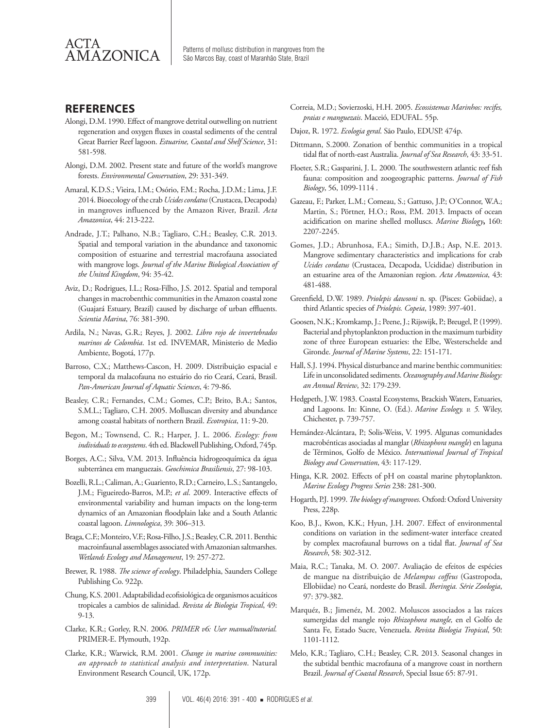## REFERENCES

Alongi, D.M. 1990. Effect of mangrove detrital outwelling on nutrient regeneration and oxygen fluxes in coastal sediments of the central Great Barrier Reef lagoon. *Estuarine, Coastal and Shelf Science*, 31: 581-598.

Alongi, D.M. 2002. Present state and future of the world's mangrove forests. *Environmental Conservation*, 29: 331-349.

Amaral, K.D.S.; Vieira, I.M.; Osório, F.M.; Rocha, J.D.M.; Lima, J.F. 2014. Bioecology of the crab *Ucides cordatus* (Crustacea, Decapoda) in mangroves influenced by the Amazon River, Brazil. *Acta Amazonica*, 44: 213-222.

Andrade, J.T.; Palhano, N.B.; Tagliaro, C.H.; Beasley, C.R. 2013. Spatial and temporal variation in the abundance and taxonomic composition of estuarine and terrestrial macrofauna associated with mangrove logs. *Journal of the Marine Biological Association of the United Kingdom*, 94: 35-42.

Aviz, D.; Rodrigues, I.L.; Rosa-Filho, J.S. 2012. Spatial and temporal changes in macrobenthic communities in the Amazon coastal zone (Guajará Estuary, Brazil) caused by discharge of urban effluents. *Scientia Marina*, 76: 381-390.

Ardila, N.; Navas, G.R.; Reyes, J. 2002. *Libro rojo de invertebrados marinos de Colombia*. 1st ed. INVEMAR, Ministerio de Medio Ambiente, Bogotá, 177p.

Barroso, C.X.; Matthews-Cascon, H. 2009. Distribuição espacial e temporal da malacofauna no estuário do rio Ceará, Ceará, Brasil. *Pan-American Journal of Aquatic Sciences*, 4: 79-86.

Beasley, C.R.; Fernandes, C.M.; Gomes, C.P.; Brito, B.A.; Santos, S.M.L.; Tagliaro, C.H. 2005. Molluscan diversity and abundance among coastal habitats of northern Brazil. *Ecotropica*, 11: 9-20.

Begon, M.; Townsend, C. R.; Harper, J. L. 2006. *Ecology: from individuals to ecosystems*. 4th ed. Blackwell Publishing, Oxford, 745p.

Borges, A.C.; Silva, V.M. 2013. Influência hidrogeoquímica da água subterrânea em manguezais. *Geochimica Brasiliensis*, 27: 98-103.

Bozelli, R.L.; Caliman, A.; Guariento, R.D.; Carneiro, L.S.; Santangelo, J.M.; Figueiredo-Barros, M.P.; *et al*. 2009. Interactive effects of environmental variability and human impacts on the long-term dynamics of an Amazonian floodplain lake and a South Atlantic coastal lagoon. *Limnologica*, 39: 306–313.

Braga, C.F.; Monteiro, V.F.; Rosa-Filho, J.S.; Beasley, C.R. 2011. Benthic macroinfaunal assemblages associated with Amazonian saltmarshes. *Wetlands Ecology and Management*, 19: 257-272.

Brewer, R. 1988. *The science of ecology*. Philadelphia, Saunders College Publishing Co. 922p.

Chung, K.S. 2001. Adaptabilidad ecofisiológica de organismos acuáticos tropicales a cambios de salinidad. *Revista de Biologia Tropical*, 49: 9-13.

Clarke, K.R.; Gorley, R.N. 2006. *PRIMER v6: User manual/tutorial.* PRIMER-E. Plymouth, 192p.

Clarke, K.R.; Warwick, R.M. 2001. *Change in marine communities: an approach to statistical analysis and interpretation*. Natural Environment Research Council, UK, 172p.

Correia, M.D.; Sovierzoski, H.H. 2005. *Ecossistemas Marinhos: recifes, praias e manguezais*. Maceió, EDUFAL. 55p.

Dajoz, R. 1972. *Ecologia geral*. São Paulo, EDUSP. 474p.

Dittmann, S.2000. Zonation of benthic communities in a tropical tidal flat of north-east Australia. *Journal of Sea Research*, 43: 33-51.

Floeter, S.R.; Gasparini, J. L. 2000. The southwestern atlantic reef fish fauna: composition and zoogeographic patterns. *Journal of Fish Biology*, 56, 1099-1114 .

Gazeau, F.; Parker, L.M.; Comeau, S.; Gattuso, J.P.; O'Connor, W.A.; Martin, S.; Pörtner, H.O.; Ross, P.M. 2013. Impacts of ocean acidification on marine shelled molluscs. *Marine Biology*, 160: 2207-2245.

Gomes, J.D.; Abrunhosa, F.A.; Simith, D.J.B.; Asp, N.E. 2013. Mangrove sedimentary characteristics and implications for crab *Ucides cordatus* (Crustacea, Decapoda, Ucididae) distribution in an estuarine area of the Amazonian region. *Acta Amazonica*, 43: 481-488.

Greenfield, D.W. 1989. *Priolepis dawsoni* n. sp. (Pisces: Gobiidae), a third Atlantic species of *Priolepis. Copeia*, 1989: 397-401.

Goosen, N.K.; Kromkamp, J.; Peene, J.; Rijswijk, P.; Breugel, P. (1999). Bacterial and phytoplankton production in the maximum turbidity zone of three European estuaries: the Elbe, Westerschelde and Gironde. *Journal of Marine Systems*, 22: 151-171.

Hall, S.J. 1994. Physical disturbance and marine benthic communities: Life in unconsolidated sediments. *Oceanography and Marine Biology: an Annual Review*, 32: 179-239.

Hedgpeth, J.W. 1983. Coastal Ecosystems, Brackish Waters, Estuaries, and Lagoons. In: Kinne, O. (Ed.). *Marine Ecology. v. 5.* Wiley, Chichester, p. 739-757.

Hemández-Alcántara, P.; Solis-Weiss, V. 1995. Algunas comunidades macrobénticas asociadas al manglar (*Rhizophora mangle*) en laguna de Términos, Golfo de México. *International Journal of Tropical Biology and Conservation*, 43: 117-129.

Hinga, K.R. 2002. Effects of pH on coastal marine phytoplankton. *Marine Ecology Progress Series* 238: 281-300.

Hogarth, P.J. 1999. *The biology of mangroves.* Oxford: Oxford University Press, 228p.

Koo, B.J., Kwon, K.K.; Hyun, J.H. 2007. Effect of environmental conditions on variation in the sediment-water interface created by complex macrofaunal burrows on a tidal flat. *Journal of Sea Research*, 58: 302-312.

Maia, R.C.; Tanaka, M. O. 2007. Avaliação de efeitos de espécies de mangue na distribuição de *Melampus coffeus* (Gastropoda, Ellobiidae) no Ceará, nordeste do Brasil. *Iheringia. Série Zoologia*, 97: 379-382.

Marquéz, B.; Jimenéz, M. 2002. Moluscos associados a las raíces sumergidas del mangle rojo *Rhizophora mangle,* en el Golfo de Santa Fe, Estado Sucre, Venezuela. *Revista Biologia Tropical*, 50: 1101-1112.

Melo, K.R.; Tagliaro, C.H.; Beasley, C.R. 2013. Seasonal changes in the subtidal benthic macrofauna of a mangrove coast in northern Brazil. *Journal of Coastal Research*, Special Issue 65: 87-91.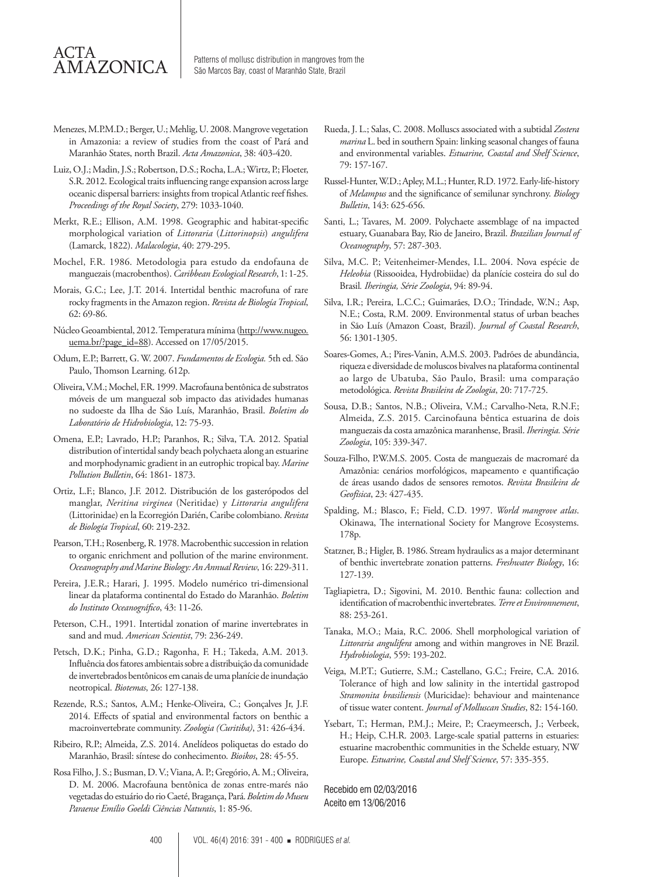Menezes, M.P.M.D.; Berger, U.; Mehlig, U. 2008. Mangrove vegetation in Amazonia: a review of studies from the coast of Pará and Maranhão States, north Brazil. *Acta Amazonica*, 38: 403-420.

Luiz, O.J.; Madin, J.S.; Robertson, D.S.; Rocha, L.A.; Wirtz, P.; Floeter, S.R. 2012. Ecological traits influencing range expansion across large oceanic dispersal barriers: insights from tropical Atlantic reef fishes. *Proceedings of the Royal Society*, 279: 1033-1040.

Merkt, R.E.; Ellison, A.M. 1998. Geographic and habitat-specific morphological variation of *Littoraria* (*Littorinopsis*) *angulifera* (Lamarck, 1822). *Malacologia*, 40: 279-295.

Mochel, F.R. 1986. Metodologia para estudo da endofauna de manguezais (macrobenthos). *Caribbean Ecological Research*, 1: 1-25.

Morais, G.C.; Lee, J.T. 2014. Intertidal benthic macrofuna of rare rocky fragments in the Amazon region. *Revista de Biología Tropical*, 62: 69-86.

Núcleo Geoambiental, 2012. Temperatura mínima (http://www.nugeo.uema.br/?page_id=88). Accessed on 17/05/2015.

Odum, E.P.; Barrett, G. W. 2007. *Fundamentos de Ecologia.* 5th ed. São Paulo, Thomson Learning. 612p.

Oliveira, V.M.; Mochel, F.R. 1999. Macrofauna bentônica de substratos móveis de um manguezal sob impacto das atividades humanas no sudoeste da Ilha de São Luís, Maranhão, Brasil. *Boletim do Laboratório de Hidrobiologia*, 12: 75-93.

Omena, E.P.; Lavrado, H.P.; Paranhos, R.; Silva, T.A. 2012. Spatial distribution of intertidal sandy beach polychaeta along an estuarine and morphodynamic gradient in an eutrophic tropical bay. *Marine Pollution Bulletin*, 64: 1861- 1873.

Ortiz, L.F.; Blanco, J.F. 2012. Distribución de los gasterópodos del manglar, *Neritina virginea* (Neritidae) y *Littoraria angulifera* (Littorinidae) en la Ecorregión Darién, Caribe colombiano. *Revista de Biología Tropical*, 60: 219-232.

Pearson, T.H.; Rosenberg, R. 1978. Macrobenthic succession in relation to organic enrichment and pollution of the marine environment. *Oceanography and Marine Biology: An Annual Review*, 16: 229-311.

Pereira, J.E.R.; Harari, J. 1995. Modelo numérico tri-dimensional linear da plataforma continental do Estado do Maranhão. *Boletim do Instituto Oceanográfico*, 43: 11-26.

Peterson, C.H., 1991. Intertidal zonation of marine invertebrates in sand and mud. *American Scientist*, 79: 236-249.

Petsch, D.K.; Pinha, G.D.; Ragonha, F. H.; Takeda, A.M. 2013. Influência dos fatores ambientais sobre a distribuição da comunidade de invertebrados bentônicos em canais de uma planície de inundação neotropical. *Biotemas*, 26: 127-138.

Rezende, R.S.; Santos, A.M.; Henke-Oliveira, C.; Gonçalves Jr, J.F. 2014. Effects of spatial and environmental factors on benthic a macroinvertebrate community. *Zoologia (Curitiba)*, 31: 426-434.

Ribeiro, R.P.; Almeida, Z.S. 2014. Anelídeos poliquetas do estado do Maranhão, Brasil: síntese do conhecimento. *Bioikos*, 28: 45-55.

Rosa Filho, J. S.; Busman, D. V.; Viana, A. P.; Gregório, A. M.; Oliveira, D. M. 2006. Macrofauna bentônica de zonas entre-marés não vegetadas do estuário do rio Caeté, Bragança, Pará. *Boletim do Museu Paraense Emílio Goeldi Ciências Naturais*, 1: 85-96.

Rueda, J. L.; Salas, C. 2008. Molluscs associated with a subtidal *Zostera marina* L. bed in southern Spain: linking seasonal changes of fauna and environmental variables. *Estuarine, Coastal and Shelf Science*, 79: 157-167.

Russel-Hunter, W.D.; Apley, M.L.; Hunter, R.D. 1972. Early-life-history of *Melampus* and the significance of semilunar synchrony. *Biology Bulletin*, 143: 625-656.

Santi, L.; Tavares, M. 2009. Polychaete assemblage of na impacted estuary, Guanabara Bay, Rio de Janeiro, Brazil. *Brazilian Journal of Oceanography*, 57: 287-303.

Silva, M.C. P.; Veitenheimer-Mendes, I.L. 2004. Nova espécie de *Heleobia* (Rissooidea, Hydrobiidae) da planície costeira do sul do Brasil*. Iheringia, Série Zoologia*, 94: 89-94.

Silva, I.R.; Pereira, L.C.C.; Guimarães, D.O.; Trindade, W.N.; Asp, N.E.; Costa, R.M. 2009. Environmental status of urban beaches in São Luís (Amazon Coast, Brazil). *Journal of Coastal Research*, 56: 1301-1305.

Soares-Gomes, A.; Pires-Vanin, A.M.S. 2003. Padrões de abundância, riqueza e diversidade de moluscos bivalves na plataforma continental ao largo de Ubatuba, São Paulo, Brasil: uma comparação metodológica. *Revista Brasileira de Zoologia*, 20: 717-725.

Sousa, D.B.; Santos, N.B.; Oliveira, V.M.; Carvalho-Neta, R.N.F.; Almeida, Z.S. 2015. Carcinofauna bêntica estuarina de dois manguezais da costa amazônica maranhense, Brasil. *Iheringia. Série Zoologia*, 105: 339-347.

Souza-Filho, P.W.M.S. 2005. Costa de manguezais de macromaré da Amazônia: cenários morfológicos, mapeamento e quantificação de áreas usando dados de sensores remotos. *Revista Brasileira de Geofísica*, 23: 427-435.

Spalding, M.; Blasco, F.; Field, C.D. 1997. *World mangrove atlas*. Okinawa, The international Society for Mangrove Ecosystems. 178p.

Statzner, B.; Higler, B. 1986. Stream hydraulics as a major determinant of benthic invertebrate zonation patterns. *Freshwater Biology*, 16: 127-139.

Tagliapietra, D.; Sigovini, M. 2010. Benthic fauna: collection and identification of macrobenthic invertebrates. *Terre et Environnement*, 88: 253-261.

Tanaka, M.O.; Maia, R.C. 2006. Shell morphological variation of *Littoraria angulifera* among and within mangroves in NE Brazil. *Hydrobiologia*, 559: 193-202.

Veiga, M.P.T.; Gutierre, S.M.; Castellano, G.C.; Freire, C.A. 2016. Tolerance of high and low salinity in the intertidal gastropod *Stramonita brasiliensis* (Muricidae): behaviour and maintenance of tissue water content. *Journal of Molluscan Studies*, 82: 154-160.

Ysebart, T.; Herman, P.M.J.; Meire, P.; Craeymeersch, J.; Verbeek, H.; Heip, C.H.R. 2003. Large-scale spatial patterns in estuaries: estuarine macrobenthic communities in the Schelde estuary, NW Europe. *Estuarine, Coastal and Shelf Science*, 57: 335-355.

Recebido em 02/03/2016
Aceito em 13/06/2016